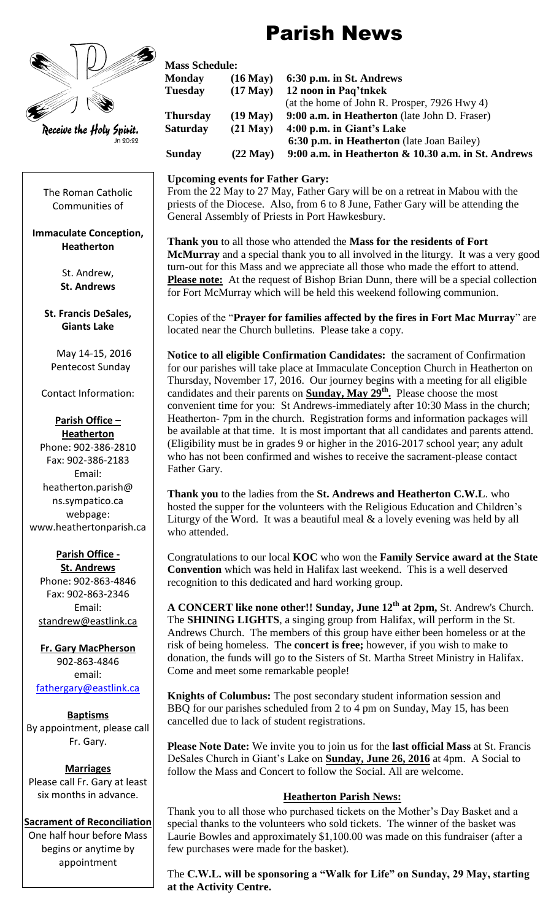# Parish News

*Receive the Holy Spirit.*
Jn 20:22

The Roman Catholic Communities of

**Immaculate Conception, Heatherton**

St. Andrew, **St. Andrews**

**St. Francis DeSales, Giants Lake**

May 14-15, 2016
Pentecost Sunday

Contact Information:

**Parish Office – Heatherton**
Phone: 902-386-2810
Fax: 902-386-2183
Email: heatherton.parish@ns.sympatico.ca
webpage: www.heathertonparish.ca

**Parish Office - St. Andrews**
Phone: 902-863-4846
Fax: 902-863-2346
Email: standrew@eastlink.ca

**Fr. Gary MacPherson**
902-863-4846
email: fathergary@eastlink.ca

**Baptisms**
By appointment, please call Fr. Gary.

**Marriages**
Please call Fr. Gary at least six months in advance.

**Sacrament of Reconciliation**
One half hour before Mass begins or anytime by appointment

**Mass Schedule:**

| | | |
|---|---|---|
| **Monday** | **(16 May)** | **6:30 p.m. in St. Andrews** |
| **Tuesday** | **(17 May)** | **12 noon in Paq'tnkek** (at the home of John R. Prosper, 7926 Hwy 4) |
| **Thursday** | **(19 May)** | **9:00 a.m. in Heatherton** (late John D. Fraser) |
| **Saturday** | **(21 May)** | **4:00 p.m. in Giant's Lake** / **6:30 p.m. in Heatherton** (late Joan Bailey) |
| **Sunday** | **(22 May)** | **9:00 a.m. in Heatherton & 10.30 a.m. in St. Andrews** |

**Upcoming events for Father Gary:**
From the 22 May to 27 May, Father Gary will be on a retreat in Mabou with the priests of the Diocese. Also, from 6 to 8 June, Father Gary will be attending the General Assembly of Priests in Port Hawkesbury.

**Thank you** to all those who attended the **Mass for the residents of Fort McMurray** and a special thank you to all involved in the liturgy. It was a very good turn-out for this Mass and we appreciate all those who made the effort to attend. **Please note:** At the request of Bishop Brian Dunn, there will be a special collection for Fort McMurray which will be held this weekend following communion.

Copies of the "**Prayer for families affected by the fires in Fort Mac Murray**" are located near the Church bulletins. Please take a copy.

**Notice to all eligible Confirmation Candidates:** the sacrament of Confirmation for our parishes will take place at Immaculate Conception Church in Heatherton on Thursday, November 17, 2016. Our journey begins with a meeting for all eligible candidates and their parents on **Sunday, May 29th.** Please choose the most convenient time for you: St Andrews-immediately after 10:30 Mass in the church; Heatherton- 7pm in the church. Registration forms and information packages will be available at that time. It is most important that all candidates and parents attend. (Eligibility must be in grades 9 or higher in the 2016-2017 school year; any adult who has not been confirmed and wishes to receive the sacrament-please contact Father Gary.

**Thank you** to the ladies from the **St. Andrews and Heatherton C.W.L**. who hosted the supper for the volunteers with the Religious Education and Children's Liturgy of the Word. It was a beautiful meal & a lovely evening was held by all who attended.

Congratulations to our local **KOC** who won the **Family Service award at the State Convention** which was held in Halifax last weekend. This is a well deserved recognition to this dedicated and hard working group.

**A CONCERT like none other!! Sunday, June 12th at 2pm,** St. Andrew's Church. The **SHINING LIGHTS**, a singing group from Halifax, will perform in the St. Andrews Church. The members of this group have either been homeless or at the risk of being homeless. The **concert is free;** however, if you wish to make to donation, the funds will go to the Sisters of St. Martha Street Ministry in Halifax. Come and meet some remarkable people!

**Knights of Columbus:** The post secondary student information session and BBQ for our parishes scheduled from 2 to 4 pm on Sunday, May 15, has been cancelled due to lack of student registrations.

**Please Note Date:** We invite you to join us for the **last official Mass** at St. Francis DeSales Church in Giant's Lake on **Sunday, June 26, 2016** at 4pm. A Social to follow the Mass and Concert to follow the Social. All are welcome.

## Heatherton Parish News:

Thank you to all those who purchased tickets on the Mother's Day Basket and a special thanks to the volunteers who sold tickets. The winner of the basket was Laurie Bowles and approximately $1,100.00 was made on this fundraiser (after a few purchases were made for the basket).

The **C.W.L. will be sponsoring a "Walk for Life" on Sunday, 29 May, starting at the Activity Centre.**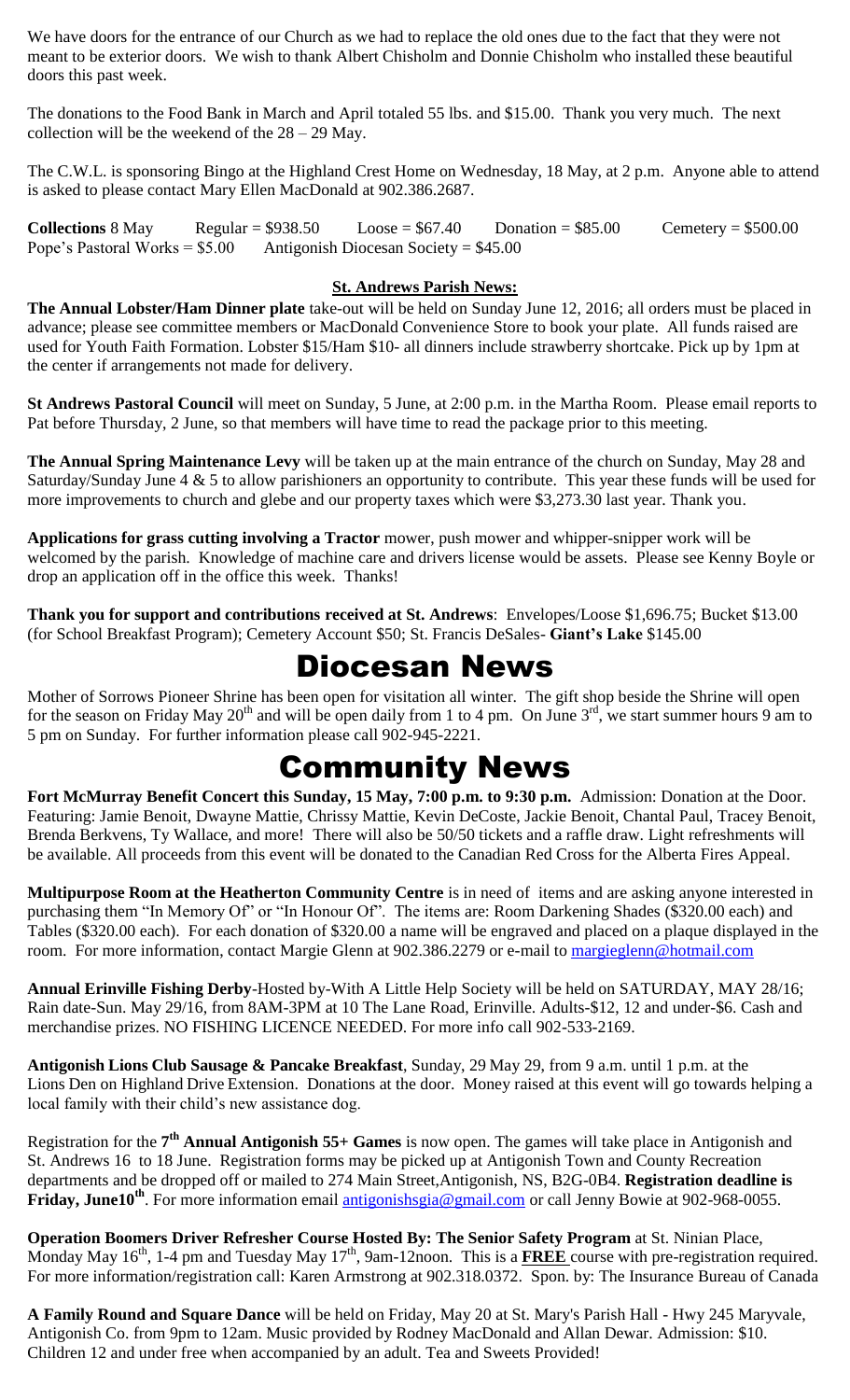We have doors for the entrance of our Church as we had to replace the old ones due to the fact that they were not meant to be exterior doors. We wish to thank Albert Chisholm and Donnie Chisholm who installed these beautiful doors this past week.

The donations to the Food Bank in March and April totaled 55 lbs. and $15.00. Thank you very much. The next collection will be the weekend of the 28 – 29 May.

The C.W.L. is sponsoring Bingo at the Highland Crest Home on Wednesday, 18 May, at 2 p.m. Anyone able to attend is asked to please contact Mary Ellen MacDonald at 902.386.2687.

**Collections** 8 May Regular = $938.50 Loose = $67.40 Donation = $85.00 Cemetery = $500.00
Pope's Pastoral Works = $5.00 Antigonish Diocesan Society = $45.00

**St. Andrews Parish News:**

**The Annual Lobster/Ham Dinner plate** take-out will be held on Sunday June 12, 2016; all orders must be placed in advance; please see committee members or MacDonald Convenience Store to book your plate. All funds raised are used for Youth Faith Formation. Lobster $15/Ham $10- all dinners include strawberry shortcake. Pick up by 1pm at the center if arrangements not made for delivery.

**St Andrews Pastoral Council** will meet on Sunday, 5 June, at 2:00 p.m. in the Martha Room. Please email reports to Pat before Thursday, 2 June, so that members will have time to read the package prior to this meeting.

**The Annual Spring Maintenance Levy** will be taken up at the main entrance of the church on Sunday, May 28 and Saturday/Sunday June 4 & 5 to allow parishioners an opportunity to contribute. This year these funds will be used for more improvements to church and glebe and our property taxes which were $3,273.30 last year. Thank you.

**Applications for grass cutting involving a Tractor** mower, push mower and whipper-snipper work will be welcomed by the parish. Knowledge of machine care and drivers license would be assets. Please see Kenny Boyle or drop an application off in the office this week. Thanks!

**Thank you for support and contributions received at St. Andrews**: Envelopes/Loose $1,696.75; Bucket $13.00 (for School Breakfast Program); Cemetery Account $50; St. Francis DeSales- **Giant's Lake** $145.00

# Diocesan News

Mother of Sorrows Pioneer Shrine has been open for visitation all winter. The gift shop beside the Shrine will open for the season on Friday May 20th and will be open daily from 1 to 4 pm. On June 3rd, we start summer hours 9 am to 5 pm on Sunday. For further information please call 902-945-2221.

# Community News

**Fort McMurray Benefit Concert this Sunday, 15 May, 7:00 p.m. to 9:30 p.m.** Admission: Donation at the Door. Featuring: Jamie Benoit, Dwayne Mattie, Chrissy Mattie, Kevin DeCoste, Jackie Benoit, Chantal Paul, Tracey Benoit, Brenda Berkvens, Ty Wallace, and more! There will also be 50/50 tickets and a raffle draw. Light refreshments will be available. All proceeds from this event will be donated to the Canadian Red Cross for the Alberta Fires Appeal.

**Multipurpose Room at the Heatherton Community Centre** is in need of items and are asking anyone interested in purchasing them "In Memory Of" or "In Honour Of". The items are: Room Darkening Shades ($320.00 each) and Tables ($320.00 each). For each donation of $320.00 a name will be engraved and placed on a plaque displayed in the room. For more information, contact Margie Glenn at 902.386.2279 or e-mail to margieglenn@hotmail.com

**Annual Erinville Fishing Derby**-Hosted by-With A Little Help Society will be held on SATURDAY, MAY 28/16; Rain date-Sun. May 29/16, from 8AM-3PM at 10 The Lane Road, Erinville. Adults-$12, 12 and under-$6. Cash and merchandise prizes. NO FISHING LICENCE NEEDED. For more info call 902-533-2169.

**Antigonish Lions Club Sausage & Pancake Breakfast**, Sunday, 29 May 29, from 9 a.m. until 1 p.m. at the Lions Den on Highland Drive Extension. Donations at the door. Money raised at this event will go towards helping a local family with their child's new assistance dog.

Registration for the **7th Annual Antigonish 55+ Games** is now open. The games will take place in Antigonish and St. Andrews 16 to 18 June. Registration forms may be picked up at Antigonish Town and County Recreation departments and be dropped off or mailed to 274 Main Street,Antigonish, NS, B2G-0B4. **Registration deadline is Friday, June10th**. For more information email antigonishsgia@gmail.com or call Jenny Bowie at 902-968-0055.

**Operation Boomers Driver Refresher Course Hosted By: The Senior Safety Program** at St. Ninian Place, Monday May 16th, 1-4 pm and Tuesday May 17th, 9am-12noon. This is a **FREE** course with pre-registration required. For more information/registration call: Karen Armstrong at 902.318.0372. Spon. by: The Insurance Bureau of Canada

**A Family Round and Square Dance** will be held on Friday, May 20 at St. Mary's Parish Hall - Hwy 245 Maryvale, Antigonish Co. from 9pm to 12am. Music provided by Rodney MacDonald and Allan Dewar. Admission: $10. Children 12 and under free when accompanied by an adult. Tea and Sweets Provided!